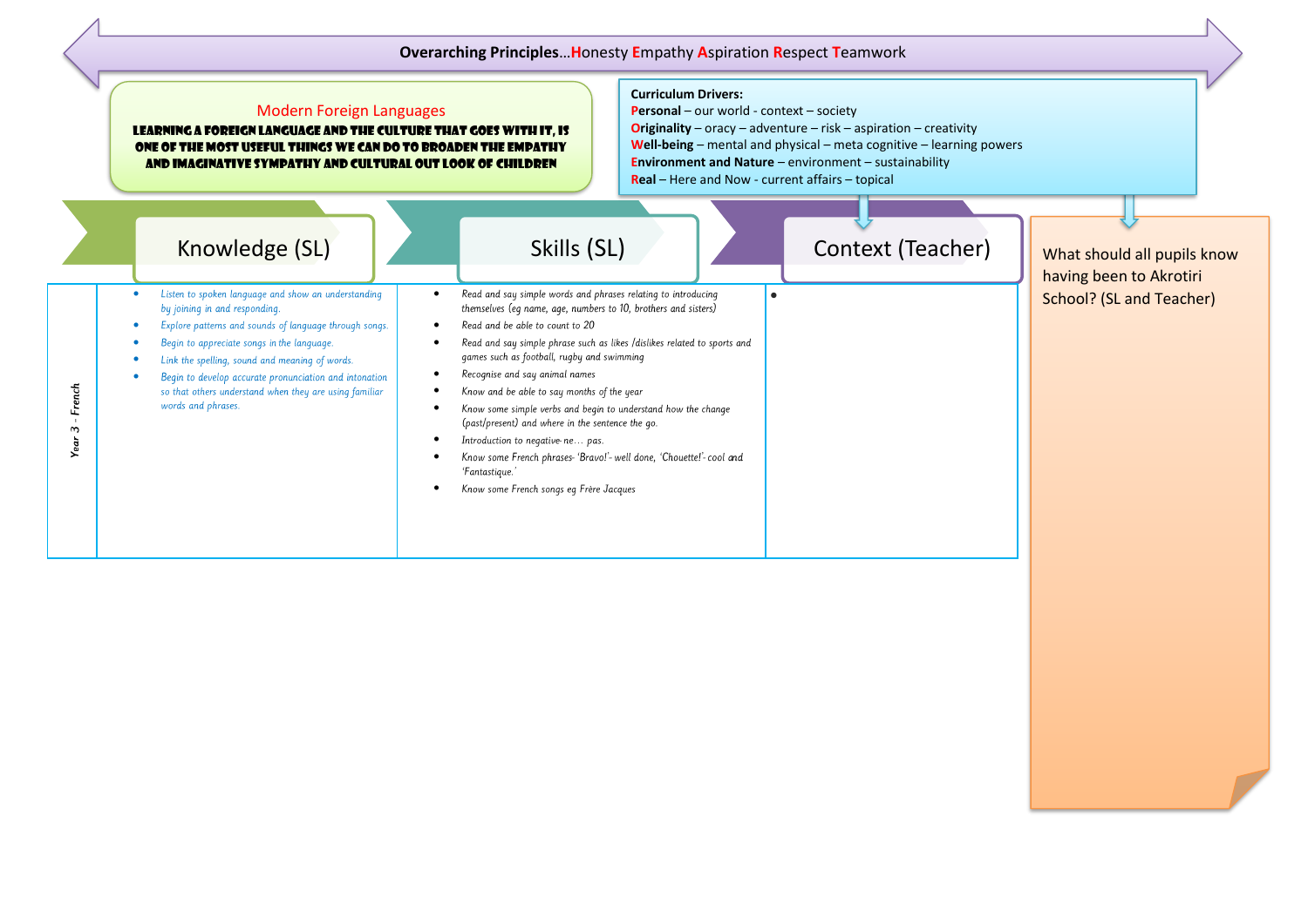**Overarching Principles…Honesty Empathy Aspiration Respect Teamwork**

## Modern Foreign Languages

**LEARNING A FOREIGN LANGUAGE AND THE CULTURE THAT GOES WITH IT, IS ONE OF THE MOST USEFUL THINGS WE CAN DO TO BROADEN THE EMPATHY AND IMAGINATIVE SYMPATHY AND CULTURAL OUT LOOK OF CHILDREN**

**Curriculum Drivers:**

**Personal** – our world - context – society
**Originality** – oracy – adventure – risk – aspiration – creativity
**Well-being** – mental and physical – meta cognitive – learning powers
**Environment and Nature** – environment – sustainability
**Real** – Here and Now - current affairs – topical

| | Knowledge (SL) | Skills (SL) | Context (Teacher) |
|---|---|---|---|
| Year 3 - French | • Listen to spoken language and show an understanding by joining in and responding.<br>• Explore patterns and sounds of language through songs.<br>• Begin to appreciate songs in the language.<br>• Link the spelling, sound and meaning of words.<br>• Begin to develop accurate pronunciation and intonation so that others understand when they are using familiar words and phrases. | • Read and say simple words and phrases relating to introducing themselves (eg name, age, numbers to 10, brothers and sisters)<br>• Read and be able to count to 20<br>• Read and say simple phrase such as likes /dislikes related to sports and games such as football, rugby and swimming<br>• Recognise and say animal names<br>• Know and be able to say months of the year<br>• Know some simple verbs and begin to understand how the change (past/present) and where in the sentence the go.<br>• Introduction to negative- ne… pas.<br>• Know some French phrases- 'Bravo!'- well done, 'Chouette!'- cool and 'Fantastique.'<br>• Know some French songs eg Frère Jacques | • |

What should all pupils know having been to Akrotiri School? (SL and Teacher)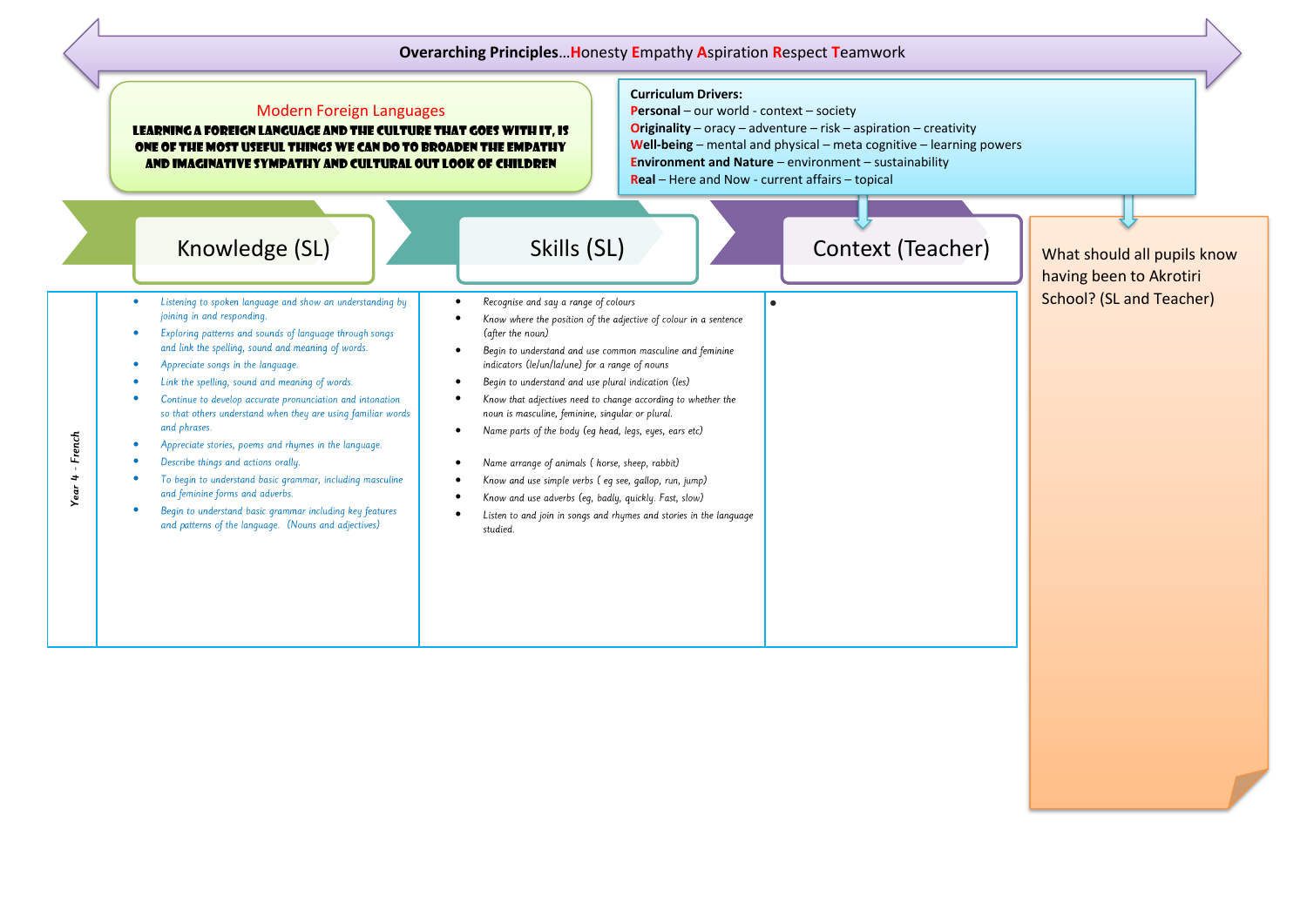**Overarching Principles…Honesty Empathy Aspiration Respect Teamwork**

## Modern Foreign Languages

**LEARNING A FOREIGN LANGUAGE AND THE CULTURE THAT GOES WITH IT, IS ONE OF THE MOST USEFUL THINGS WE CAN DO TO BROADEN THE EMPATHY AND IMAGINATIVE SYMPATHY AND CULTURAL OUT LOOK OF CHILDREN**

**Curriculum Drivers:**

**Personal** – our world - context – society
**Originality** – oracy – adventure – risk – aspiration – creativity
**Well-being** – mental and physical – meta cognitive – learning powers
**Environment and Nature** – environment – sustainability
**Real** – Here and Now - current affairs – topical

| | Knowledge (SL) | Skills (SL) | Context (Teacher) |
|---|---|---|---|
| Year 4 - French | <ul><li>Listening to spoken language and show an understanding by joining in and responding.</li><li>Exploring patterns and sounds of language through songs and link the spelling, sound and meaning of words.</li><li>Appreciate songs in the language.</li><li>Link the spelling, sound and meaning of words.</li><li>Continue to develop accurate pronunciation and intonation so that others understand when they are using familiar words and phrases.</li><li>Appreciate stories, poems and rhymes in the language.</li><li>Describe things and actions orally.</li><li>To begin to understand basic grammar, including masculine and feminine forms and adverbs.</li><li>Begin to understand basic grammar including key features and patterns of the language. (Nouns and adjectives)</li></ul> | <ul><li>Recognise and say a range of colours</li><li>Know where the position of the adjective of colour in a sentence (after the noun)</li><li>Begin to understand and use common masculine and feminine indicators (le/un/la/une) for a range of nouns</li><li>Begin to understand and use plural indication (les)</li><li>Know that adjectives need to change according to whether the noun is masculine, feminine, singular or plural.</li><li>Name parts of the body (eg head, legs, eyes, ears etc)</li><li>Name arrange of animals ( horse, sheep, rabbit)</li><li>Know and use simple verbs ( eg see, gallop, run, jump)</li><li>Know and use adverbs (eg, badly, quickly. Fast, slow)</li><li>Listen to and join in songs and rhymes and stories in the language studied.</li></ul> | • |

What should all pupils know having been to Akrotiri School? (SL and Teacher)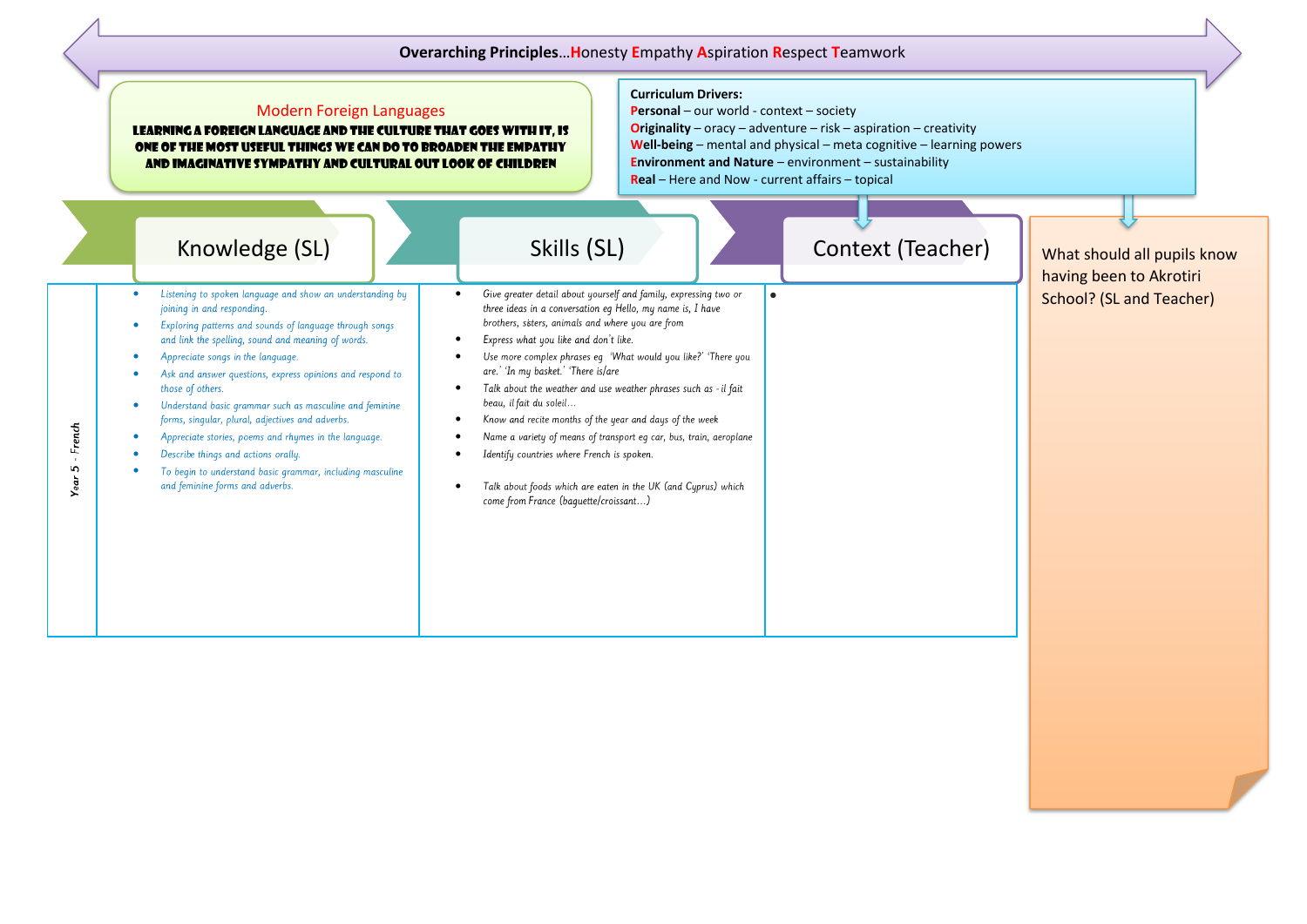**Overarching Principles…Honesty Empathy Aspiration Respect Teamwork**

## Modern Foreign Languages

**LEARNING A FOREIGN LANGUAGE AND THE CULTURE THAT GOES WITH IT, IS ONE OF THE MOST USEFUL THINGS WE CAN DO TO BROADEN THE EMPATHY AND IMAGINATIVE SYMPATHY AND CULTURAL OUT LOOK OF CHILDREN**

**Curriculum Drivers:**

- **Personal** – our world - context – society
- **Originality** – oracy – adventure – risk – aspiration – creativity
- **Well-being** – mental and physical – meta cognitive – learning powers
- **Environment and Nature** – environment – sustainability
- **Real** – Here and Now - current affairs – topical

| | Knowledge (SL) | Skills (SL) | Context (Teacher) |
|---|---|---|---|
| Year 5 - French | <ul><li>Listening to spoken language and show an understanding by joining in and responding.</li><li>Exploring patterns and sounds of language through songs and link the spelling, sound and meaning of words.</li><li>Appreciate songs in the language.</li><li>Ask and answer questions, express opinions and respond to those of others.</li><li>Understand basic grammar such as masculine and feminine forms, singular, plural, adjectives and adverbs.</li><li>Appreciate stories, poems and rhymes in the language.</li><li>Describe things and actions orally.</li><li>To begin to understand basic grammar, including masculine and feminine forms and adverbs.</li></ul> | <ul><li>Give greater detail about yourself and family, expressing two or three ideas in a conversation eg Hello, my name is, I have brothers, sisters, animals and where you are from</li><li>Express what you like and don't like.</li><li>Use more complex phrases eg 'What would you like?' 'There you are.' 'In my basket.' 'There is/are</li><li>Talk about the weather and use weather phrases such as - il fait beau, il fait du soleil…</li><li>Know and recite months of the year and days of the week</li><li>Name a variety of means of transport eg car, bus, train, aeroplane</li><li>Identify countries where French is spoken.</li><li>Talk about foods which are eaten in the UK (and Cyprus) which come from France (baguette/croissant…)</li></ul> | <ul><li></li></ul> |

What should all pupils know having been to Akrotiri School? (SL and Teacher)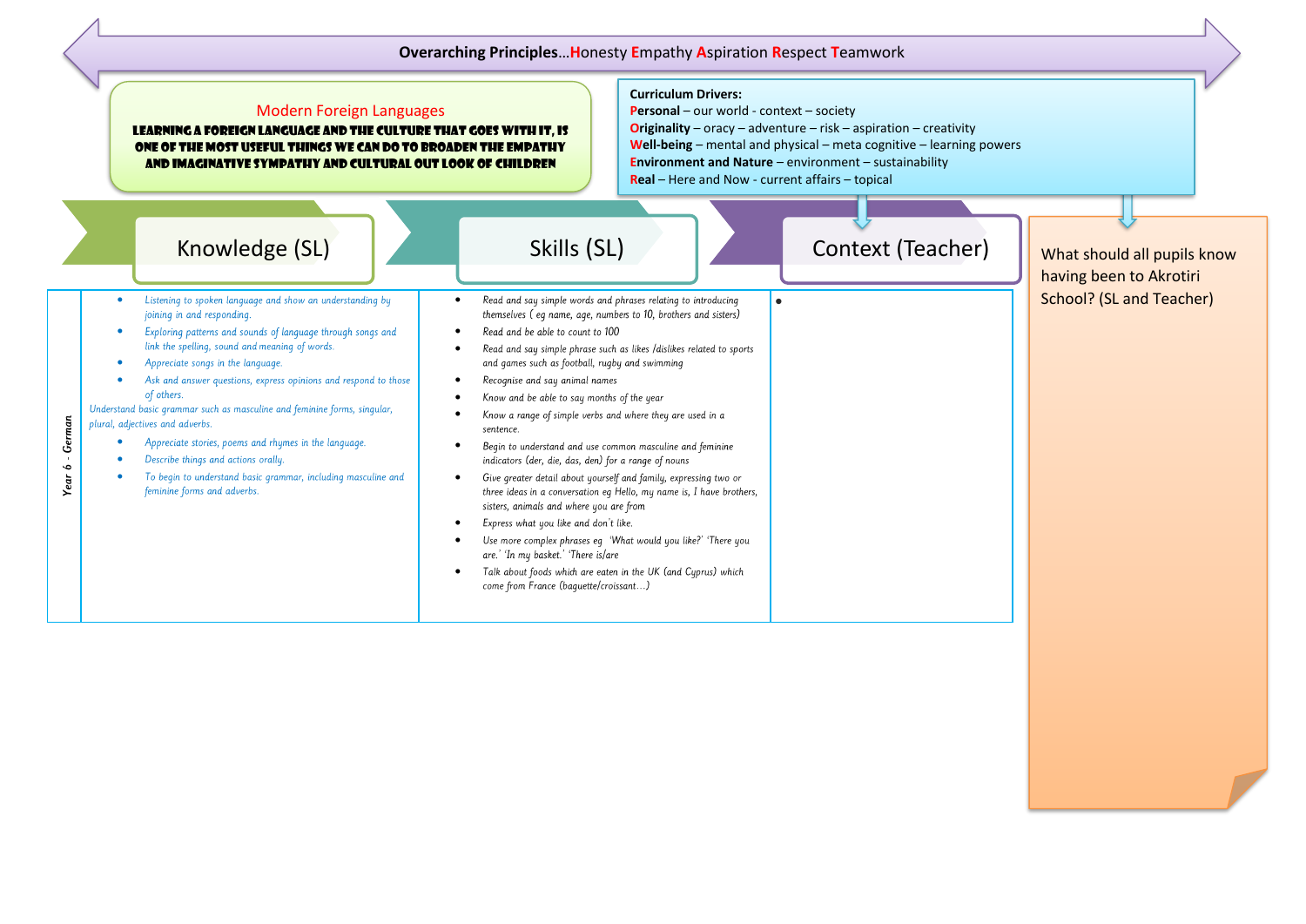**Overarching Principles…Honesty Empathy Aspiration Respect Teamwork**

## Modern Foreign Languages

**LEARNING A FOREIGN LANGUAGE AND THE CULTURE THAT GOES WITH IT, IS ONE OF THE MOST USEFUL THINGS WE CAN DO TO BROADEN THE EMPATHY AND IMAGINATIVE SYMPATHY AND CULTURAL OUT LOOK OF CHILDREN**

**Curriculum Drivers:**

**Personal** – our world - context – society
**Originality** – oracy – adventure – risk – aspiration – creativity
**Well-being** – mental and physical – meta cognitive – learning powers
**Environment and Nature** – environment – sustainability
**Real** – Here and Now - current affairs – topical

| | Knowledge (SL) | Skills (SL) | Context (Teacher) |
|---|---|---|---|
| Year 6 - German | • Listening to spoken language and show an understanding by joining in and responding.<br>• Exploring patterns and sounds of language through songs and link the spelling, sound and meaning of words.<br>• Appreciate songs in the language.<br>• Ask and answer questions, express opinions and respond to those of others.<br>Understand basic grammar such as masculine and feminine forms, singular, plural, adjectives and adverbs.<br>• Appreciate stories, poems and rhymes in the language.<br>• Describe things and actions orally.<br>• To begin to understand basic grammar, including masculine and feminine forms and adverbs. | • Read and say simple words and phrases relating to introducing themselves ( eg name, age, numbers to 10, brothers and sisters)<br>• Read and be able to count to 100<br>• Read and say simple phrase such as likes /dislikes related to sports and games such as football, rugby and swimming<br>• Recognise and say animal names<br>• Know and be able to say months of the year<br>• Know a range of simple verbs and where they are used in a sentence.<br>• Begin to understand and use common masculine and feminine indicators (der, die, das, den) for a range of nouns<br>• Give greater detail about yourself and family, expressing two or three ideas in a conversation eg Hello, my name is, I have brothers, sisters, animals and where you are from<br>• Express what you like and don't like.<br>• Use more complex phrases eg 'What would you like?' 'There you are.' 'In my basket.' 'There is/are<br>• Talk about foods which are eaten in the UK (and Cyprus) which come from France (baguette/croissant…) | • |

What should all pupils know having been to Akrotiri School? (SL and Teacher)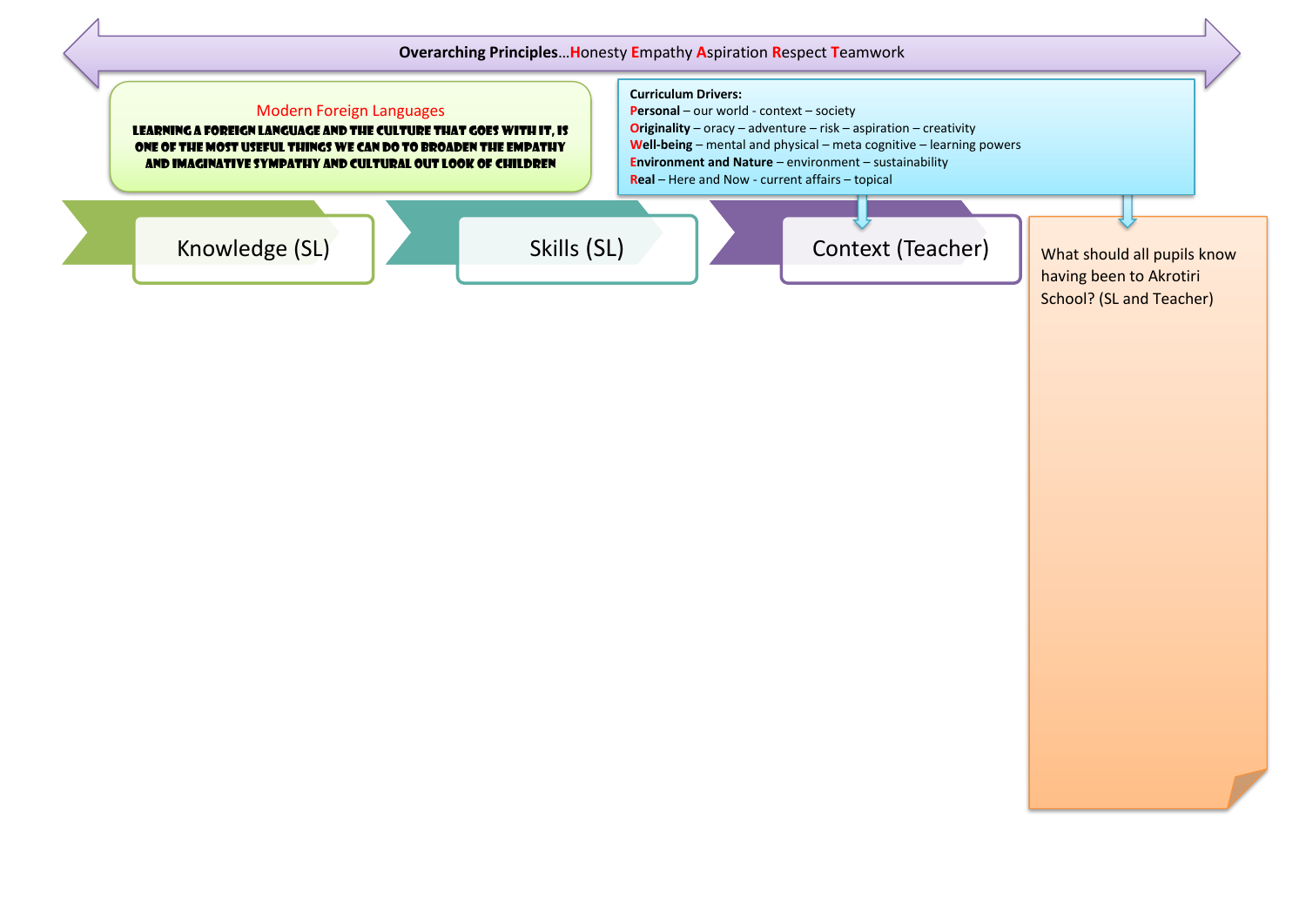**Overarching Principles…Honesty Empathy Aspiration Respect Teamwork**

## Modern Foreign Languages

**LEARNING A FOREIGN LANGUAGE AND THE CULTURE THAT GOES WITH IT, IS ONE OF THE MOST USEFUL THINGS WE CAN DO TO BROADEN THE EMPATHY AND IMAGINATIVE SYMPATHY AND CULTURAL OUT LOOK OF CHILDREN**

**Curriculum Drivers:**

**Personal** – our world - context – society
**Originality** – oracy – adventure – risk – aspiration – creativity
**Well-being** – mental and physical – meta cognitive – learning powers
**Environment and Nature** – environment – sustainability
**Real** – Here and Now - current affairs – topical

Knowledge (SL)

Skills (SL)

Context (Teacher)

What should all pupils know having been to Akrotiri School? (SL and Teacher)